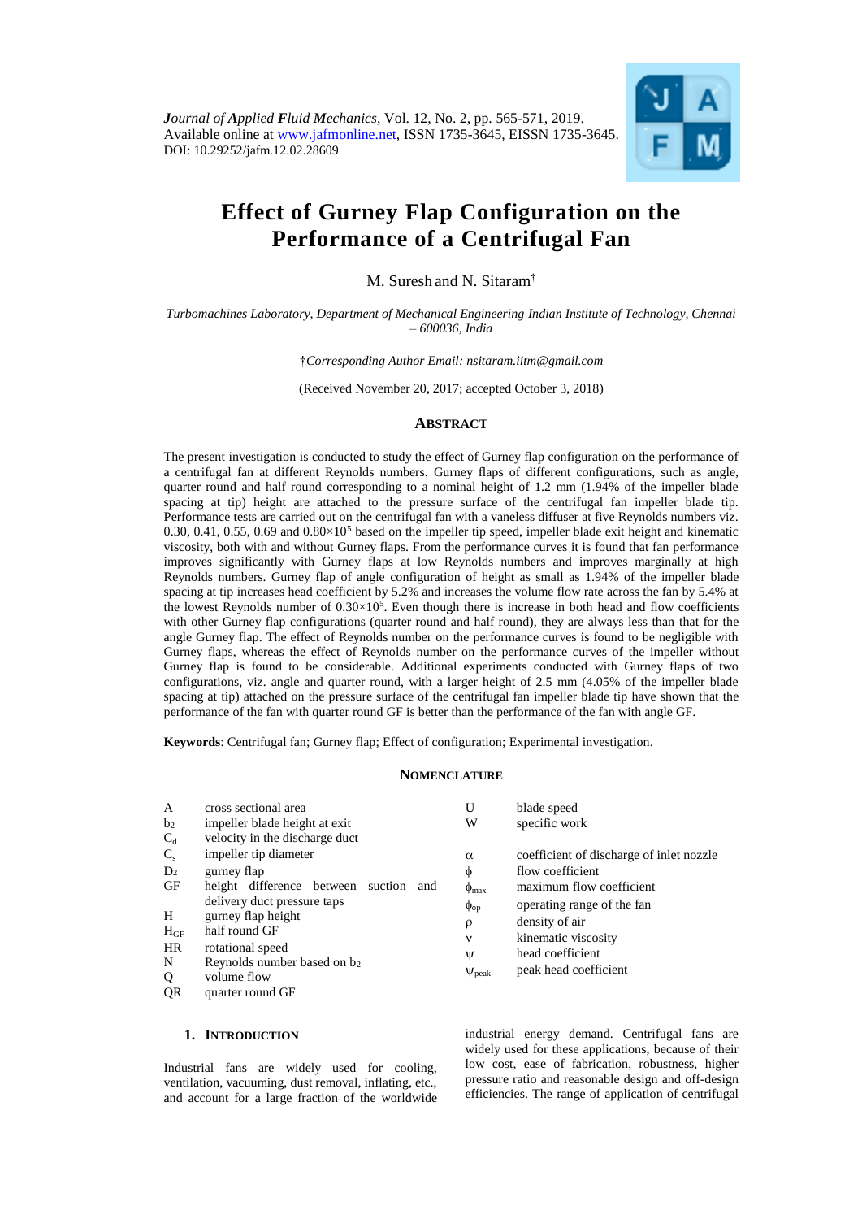*Journal of Applied Fluid Mechanics*, Vol. 12, No. 2, pp. 565-571, 2019.
Available online at www.jafmonline.net, ISSN 1735-3645, EISSN 1735-3645.
DOI: 10.29252/jafm.12.02.28609

# Effect of Gurney Flap Configuration on the Performance of a Centrifugal Fan

M. Suresh and N. Sitaram†

*Turbomachines Laboratory, Department of Mechanical Engineering Indian Institute of Technology, Chennai – 600036, India*

†*Corresponding Author Email: nsitaram.iitm@gmail.com*

(Received November 20, 2017; accepted October 3, 2018)

## Abstract

The present investigation is conducted to study the effect of Gurney flap configuration on the performance of a centrifugal fan at different Reynolds numbers. Gurney flaps of different configurations, such as angle, quarter round and half round corresponding to a nominal height of 1.2 mm (1.94% of the impeller blade spacing at tip) height are attached to the pressure surface of the centrifugal fan impeller blade tip. Performance tests are carried out on the centrifugal fan with a vaneless diffuser at five Reynolds numbers viz. 0.30, 0.41, 0.55, 0.69 and $0.80\times10^5$ based on the impeller tip speed, impeller blade exit height and kinematic viscosity, both with and without Gurney flaps. From the performance curves it is found that fan performance improves significantly with Gurney flaps at low Reynolds numbers and improves marginally at high Reynolds numbers. Gurney flap of angle configuration of height as small as 1.94% of the impeller blade spacing at tip increases head coefficient by 5.2% and increases the volume flow rate across the fan by 5.4% at the lowest Reynolds number of $0.30\times10^5$. Even though there is increase in both head and flow coefficients with other Gurney flap configurations (quarter round and half round), they are always less than that for the angle Gurney flap. The effect of Reynolds number on the performance curves is found to be negligible with Gurney flaps, whereas the effect of Reynolds number on the performance curves of the impeller without Gurney flap is found to be considerable. Additional experiments conducted with Gurney flaps of two configurations, viz. angle and quarter round, with a larger height of 2.5 mm (4.05% of the impeller blade spacing at tip) attached on the pressure surface of the centrifugal fan impeller blade tip have shown that the performance of the fan with quarter round GF is better than the performance of the fan with angle GF.

**Keywords**: Centrifugal fan; Gurney flap; Effect of configuration; Experimental investigation.

## Nomenclature

| | | | |
|---|---|---|---|
| A | cross sectional area | U | blade speed |
| $b_2$ | impeller blade height at exit | W | specific work |
| $C_d$ | velocity in the discharge duct | | |
| $C_s$ | impeller tip diameter | $\alpha$ | coefficient of discharge of inlet nozzle |
| $D_2$ | gurney flap | $\phi$ | flow coefficient |
| GF | height difference between suction and delivery duct pressure taps | $\phi_{max}$ | maximum flow coefficient |
| H | gurney flap height | $\phi_{op}$ | operating range of the fan |
| $H_{GF}$ | half round GF | $\rho$ | density of air |
| HR | rotational speed | $\nu$ | kinematic viscosity |
| N | Reynolds number based on $b_2$ | $\psi$ | head coefficient |
| Q | volume flow | $\psi_{peak}$ | peak head coefficient |
| QR | quarter round GF | | |

## 1. Introduction

Industrial fans are widely used for cooling, ventilation, vacuuming, dust removal, inflating, etc., and account for a large fraction of the worldwide industrial energy demand. Centrifugal fans are widely used for these applications, because of their low cost, ease of fabrication, robustness, higher pressure ratio and reasonable design and off-design efficiencies. The range of application of centrifugal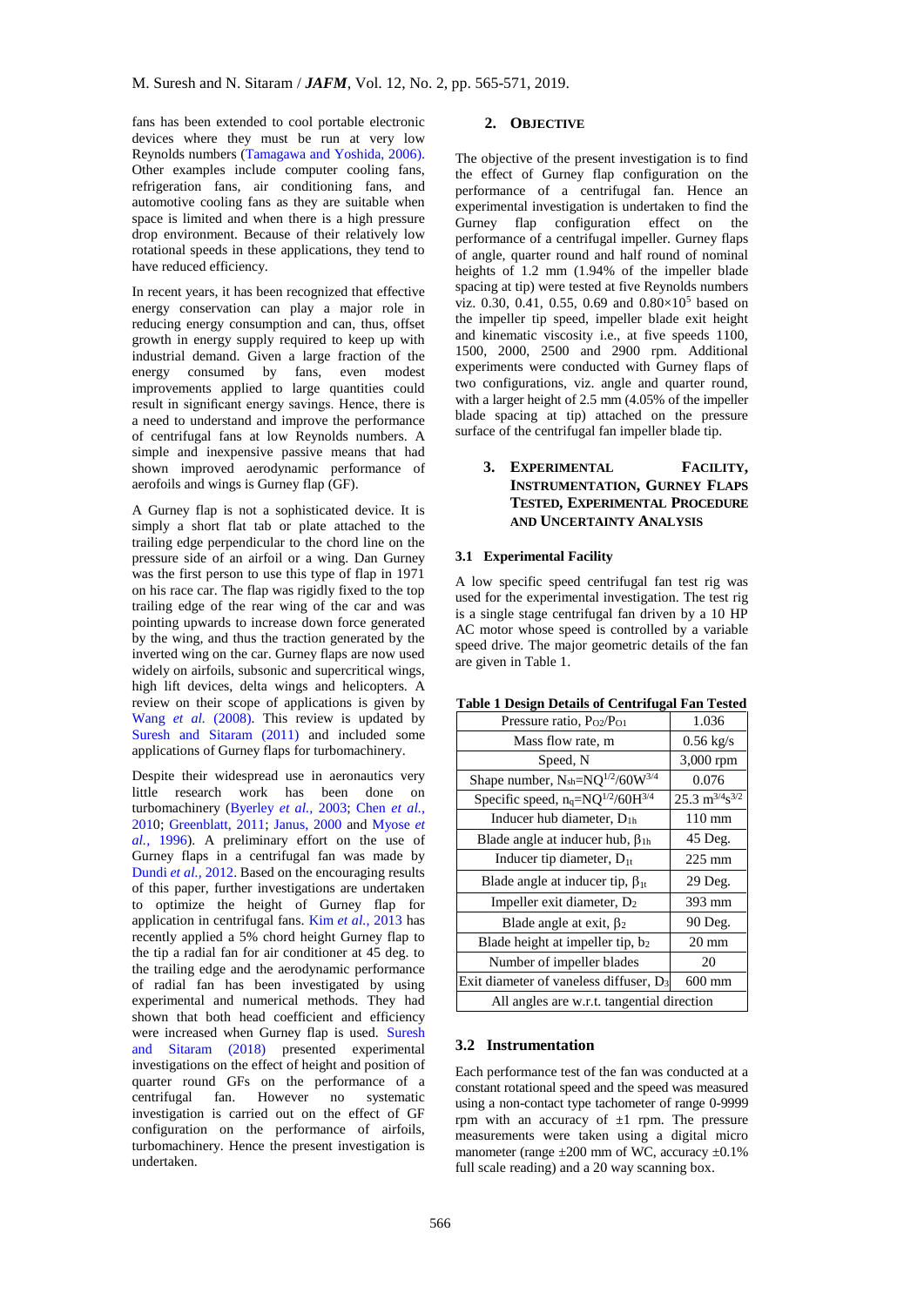fans has been extended to cool portable electronic devices where they must be run at very low Reynolds numbers (Tamagawa and Yoshida, 2006). Other examples include computer cooling fans, refrigeration fans, air conditioning fans, and automotive cooling fans as they are suitable when space is limited and when there is a high pressure drop environment. Because of their relatively low rotational speeds in these applications, they tend to have reduced efficiency.

In recent years, it has been recognized that effective energy conservation can play a major role in reducing energy consumption and can, thus, offset growth in energy supply required to keep up with industrial demand. Given a large fraction of the energy consumed by fans, even modest improvements applied to large quantities could result in significant energy savings. Hence, there is a need to understand and improve the performance of centrifugal fans at low Reynolds numbers. A simple and inexpensive passive means that had shown improved aerodynamic performance of aerofoils and wings is Gurney flap (GF).

A Gurney flap is not a sophisticated device. It is simply a short flat tab or plate attached to the trailing edge perpendicular to the chord line on the pressure side of an airfoil or a wing. Dan Gurney was the first person to use this type of flap in 1971 on his race car. The flap was rigidly fixed to the top trailing edge of the rear wing of the car and was pointing upwards to increase down force generated by the wing, and thus the traction generated by the inverted wing on the car. Gurney flaps are now used widely on airfoils, subsonic and supercritical wings, high lift devices, delta wings and helicopters. A review on their scope of applications is given by Wang *et al.* (2008). This review is updated by Suresh and Sitaram (2011) and included some applications of Gurney flaps for turbomachinery.

Despite their widespread use in aeronautics very little research work has been done on turbomachinery (Byerley *et al.,* 2003; Chen *et al.,* 2010; Greenblatt, 2011; Janus, 2000 and Myose *et al.,* 1996). A preliminary effort on the use of Gurney flaps in a centrifugal fan was made by Dundi *et al.,* 2012. Based on the encouraging results of this paper, further investigations are undertaken to optimize the height of Gurney flap for application in centrifugal fans. Kim *et al.,* 2013 has recently applied a 5% chord height Gurney flap to the tip a radial fan for air conditioner at 45 deg. to the trailing edge and the aerodynamic performance of radial fan has been investigated by using experimental and numerical methods. They had shown that both head coefficient and efficiency were increased when Gurney flap is used. Suresh and Sitaram (2018) presented experimental investigations on the effect of height and position of quarter round GFs on the performance of a centrifugal fan. However no systematic investigation is carried out on the effect of GF configuration on the performance of airfoils, turbomachinery. Hence the present investigation is undertaken.

## 2. OBJECTIVE

The objective of the present investigation is to find the effect of Gurney flap configuration on the performance of a centrifugal fan. Hence an experimental investigation is undertaken to find the Gurney flap configuration effect on the performance of a centrifugal impeller. Gurney flaps of angle, quarter round and half round of nominal heights of 1.2 mm (1.94% of the impeller blade spacing at tip) were tested at five Reynolds numbers viz. 0.30, 0.41, 0.55, 0.69 and $0.80 \times 10^5$ based on the impeller tip speed, impeller blade exit height and kinematic viscosity i.e., at five speeds 1100, 1500, 2000, 2500 and 2900 rpm. Additional experiments were conducted with Gurney flaps of two configurations, viz. angle and quarter round, with a larger height of 2.5 mm (4.05% of the impeller blade spacing at tip) attached on the pressure surface of the centrifugal fan impeller blade tip.

## 3. EXPERIMENTAL FACILITY, INSTRUMENTATION, GURNEY FLAPS TESTED, EXPERIMENTAL PROCEDURE AND UNCERTAINTY ANALYSIS

### 3.1 Experimental Facility

A low specific speed centrifugal fan test rig was used for the experimental investigation. The test rig is a single stage centrifugal fan driven by a 10 HP AC motor whose speed is controlled by a variable speed drive. The major geometric details of the fan are given in Table 1.

**Table 1 Design Details of Centrifugal Fan Tested**

| | |
|---|---|
| Pressure ratio, $P_{O2}/P_{O1}$ | 1.036 |
| Mass flow rate, m | 0.56 kg/s |
| Speed, N | 3,000 rpm |
| Shape number, $N_{sh}=NQ^{1/2}/60W^{3/4}$ | 0.076 |
| Specific speed, $n_q=NQ^{1/2}/60H^{3/4}$ | 25.3 $m^{3/4}s^{3/2}$ |
| Inducer hub diameter, $D_{1h}$ | 110 mm |
| Blade angle at inducer hub, $\beta_{1h}$ | 45 Deg. |
| Inducer tip diameter, $D_{1t}$ | 225 mm |
| Blade angle at inducer tip, $\beta_{1t}$ | 29 Deg. |
| Impeller exit diameter, $D_2$ | 393 mm |
| Blade angle at exit, $\beta_2$ | 90 Deg. |
| Blade height at impeller tip, $b_2$ | 20 mm |
| Number of impeller blades | 20 |
| Exit diameter of vaneless diffuser, $D_3$ | 600 mm |
| All angles are w.r.t. tangential direction | |

### 3.2 Instrumentation

Each performance test of the fan was conducted at a constant rotational speed and the speed was measured using a non-contact type tachometer of range 0-9999 rpm with an accuracy of ±1 rpm. The pressure measurements were taken using a digital micro manometer (range ±200 mm of WC, accuracy ±0.1% full scale reading) and a 20 way scanning box.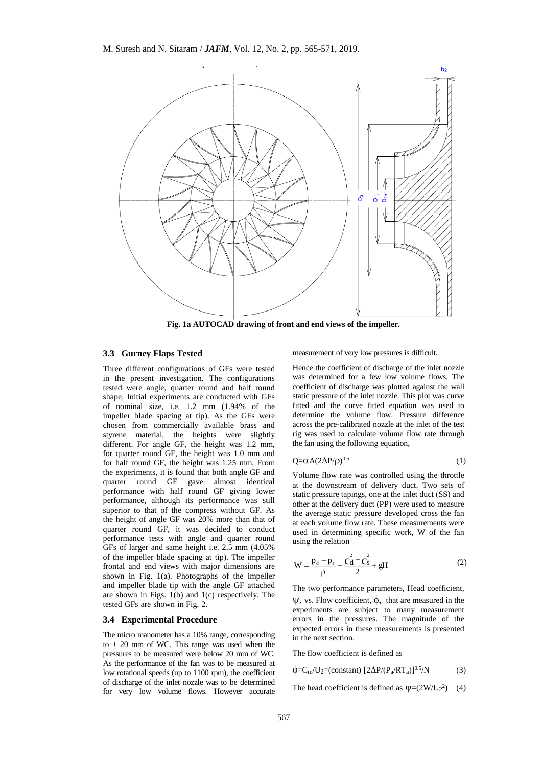Fig. 1a AUTOCAD drawing of front and end views of the impeller.

### 3.3 Gurney Flaps Tested

Three different configurations of GFs were tested in the present investigation. The configurations tested were angle, quarter round and half round shape. Initial experiments are conducted with GFs of nominal size, i.e. 1.2 mm (1.94% of the impeller blade spacing at tip). As the GFs were chosen from commercially available brass and styrene material, the heights were slightly different. For angle GF, the height was 1.2 mm, for quarter round GF, the height was 1.0 mm and for half round GF, the height was 1.25 mm. From the experiments, it is found that both angle GF and quarter round GF gave almost identical performance with half round GF giving lower performance, although its performance was still superior to that of the compress without GF. As the height of angle GF was 20% more than that of quarter round GF, it was decided to conduct performance tests with angle and quarter round GFs of larger and same height i.e. 2.5 mm (4.05% of the impeller blade spacing at tip). The impeller frontal and end views with major dimensions are shown in Fig. 1(a). Photographs of the impeller and impeller blade tip with the angle GF attached are shown in Figs. 1(b) and 1(c) respectively. The tested GFs are shown in Fig. 2.

### 3.4 Experimental Procedure

The micro manometer has a 10% range, corresponding to ± 20 mm of WC. This range was used when the pressures to be measured were below 20 mm of WC. As the performance of the fan was to be measured at low rotational speeds (up to 1100 rpm), the coefficient of discharge of the inlet nozzle was to be determined for very low volume flows. However accurate measurement of very low pressures is difficult.

Hence the coefficient of discharge of the inlet nozzle was determined for a few low volume flows. The coefficient of discharge was plotted against the wall static pressure of the inlet nozzle. This plot was curve fitted and the curve fitted equation was used to determine the volume flow. Pressure difference across the pre-calibrated nozzle at the inlet of the test rig was used to calculate volume flow rate through the fan using the following equation,

$$Q=\alpha A(2\Delta P/\rho)^{0.5} \tag{1}$$

Volume flow rate was controlled using the throttle at the downstream of delivery duct. Two sets of static pressure tapings, one at the inlet duct (SS) and other at the delivery duct (PP) were used to measure the average static pressure developed cross the fan at each volume flow rate. These measurements were used in determining specific work, W of the fan using the relation

$$W=\frac{p_d-p_s}{\rho}+\frac{C_d^2-C_s^2}{2}+gH \tag{2}$$

The two performance parameters, Head coefficient, $\psi$, vs. Flow coefficient, $\phi$, that are measured in the experiments are subject to many measurement errors in the pressures. The magnitude of the expected errors in these measurements is presented in the next section.

The flow coefficient is defined as

$$\phi=C_m/U_2=(\text{constant})\ [2\Delta P/(P_a/RT_a)]^{0.5}/N \tag{3}$$

The head coefficient is defined as $\psi=(2W/U_2^2)$ (4)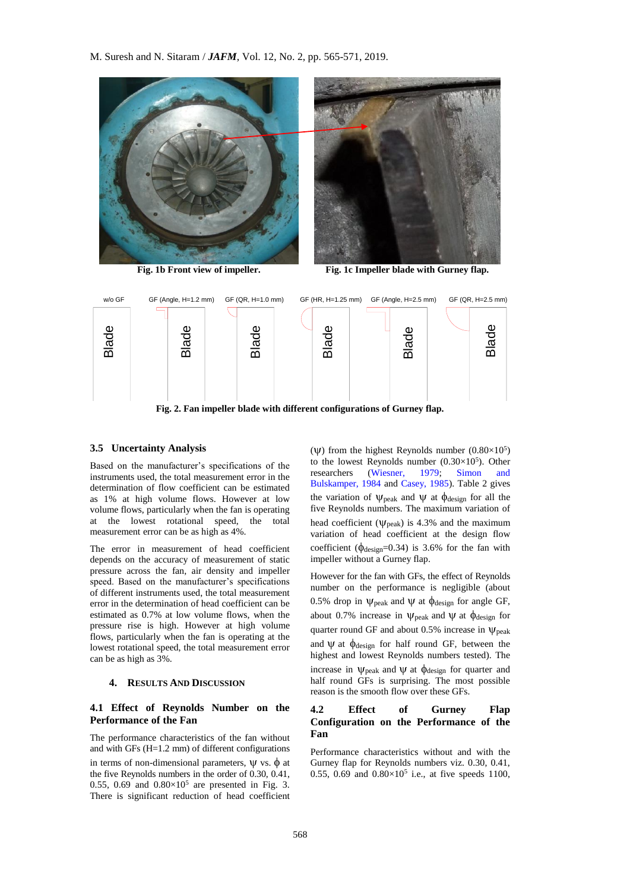Fig. 1b Front view of impeller.

Fig. 1c Impeller blade with Gurney flap.

Fig. 2. Fan impeller blade with different configurations of Gurney flap.

### 3.5 Uncertainty Analysis

Based on the manufacturer's specifications of the instruments used, the total measurement error in the determination of flow coefficient can be estimated as 1% at high volume flows. However at low volume flows, particularly when the fan is operating at the lowest rotational speed, the total measurement error can be as high as 4%.

The error in measurement of head coefficient depends on the accuracy of measurement of static pressure across the fan, air density and impeller speed. Based on the manufacturer's specifications of different instruments used, the total measurement error in the determination of head coefficient can be estimated as 0.7% at low volume flows, when the pressure rise is high. However at high volume flows, particularly when the fan is operating at the lowest rotational speed, the total measurement error can be as high as 3%.

## 4. Results and Discussion

### 4.1 Effect of Reynolds Number on the Performance of the Fan

The performance characteristics of the fan without and with GFs (H=1.2 mm) of different configurations in terms of non-dimensional parameters, $\psi$ vs. $\phi$ at the five Reynolds numbers in the order of 0.30, 0.41, 0.55, 0.69 and $0.80\times10^5$ are presented in Fig. 3. There is significant reduction of head coefficient ($\psi$) from the highest Reynolds number ($0.80\times10^5$) to the lowest Reynolds number ($0.30\times10^5$). Other researchers (Wiesner, 1979; Simon and Bulskamper, 1984 and Casey, 1985). Table 2 gives the variation of $\psi_{peak}$ and $\psi$ at $\phi_{design}$ for all the five Reynolds numbers. The maximum variation of head coefficient ($\psi_{peak}$) is 4.3% and the maximum variation of head coefficient at the design flow coefficient ($\phi_{design}$=0.34) is 3.6% for the fan with impeller without a Gurney flap.

However for the fan with GFs, the effect of Reynolds number on the performance is negligible (about 0.5% drop in $\psi_{peak}$ and $\psi$ at $\phi_{design}$ for angle GF, about 0.7% increase in $\psi_{peak}$ and $\psi$ at $\phi_{design}$ for quarter round GF and about 0.5% increase in $\psi_{peak}$ and $\psi$ at $\phi_{design}$ for half round GF, between the highest and lowest Reynolds numbers tested). The increase in $\psi_{peak}$ and $\psi$ at $\phi_{design}$ for quarter and half round GFs is surprising. The most possible reason is the smooth flow over these GFs.

### 4.2 Effect of Gurney Flap Configuration on the Performance of the Fan

Performance characteristics without and with the Gurney flap for Reynolds numbers viz. 0.30, 0.41, 0.55, 0.69 and $0.80\times10^5$ i.e., at five speeds 1100,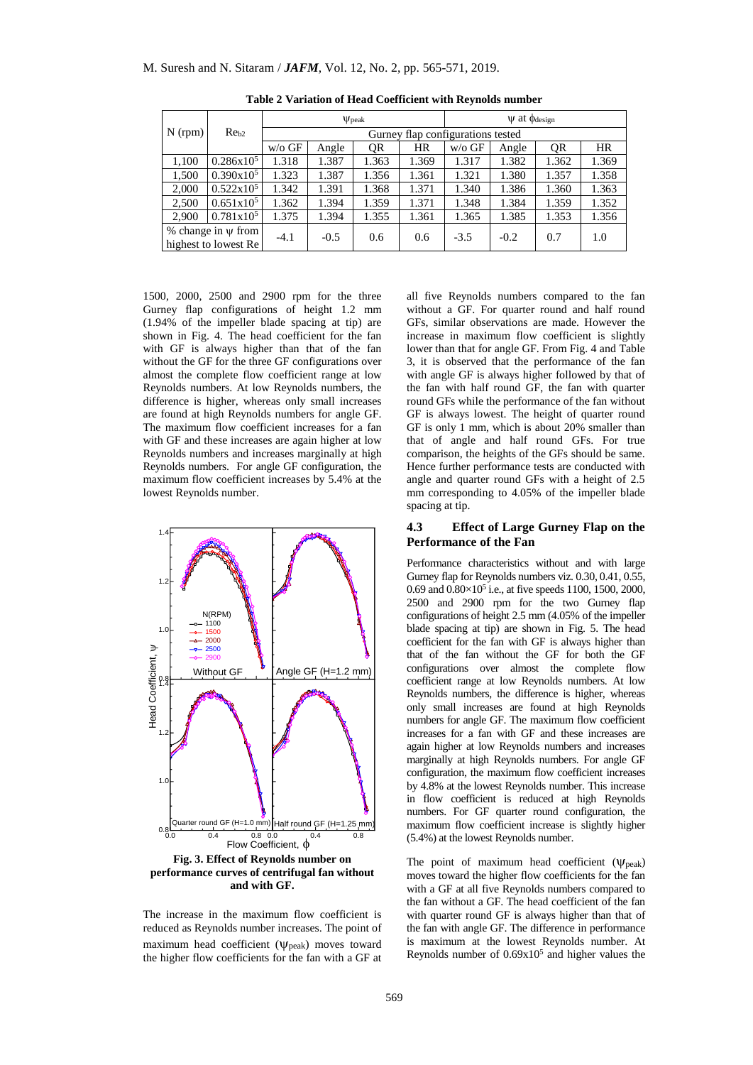**Table 2 Variation of Head Coefficient with Reynolds number**

| N (rpm) | $Re_{b2}$ | $\psi_{peak}$ | | | | $\psi$ at $\phi_{design}$ | | | |
|---|---|---|---|---|---|---|---|---|---|
| | | Gurney flap configurations tested | | | | | | | |
| | | w/o GF | Angle | QR | HR | w/o GF | Angle | QR | HR |
| 1,100 | $0.286\text{x}10^5$ | 1.318 | 1.387 | 1.363 | 1.369 | 1.317 | 1.382 | 1.362 | 1.369 |
| 1,500 | $0.390\text{x}10^5$ | 1.323 | 1.387 | 1.356 | 1.361 | 1.321 | 1.380 | 1.357 | 1.358 |
| 2,000 | $0.522\text{x}10^5$ | 1.342 | 1.391 | 1.368 | 1.371 | 1.340 | 1.386 | 1.360 | 1.363 |
| 2,500 | $0.651\text{x}10^5$ | 1.362 | 1.394 | 1.359 | 1.371 | 1.348 | 1.384 | 1.359 | 1.352 |
| 2,900 | $0.781\text{x}10^5$ | 1.375 | 1.394 | 1.355 | 1.361 | 1.365 | 1.385 | 1.353 | 1.356 |
| % change in $\psi$ from highest to lowest Re | | -4.1 | -0.5 | 0.6 | 0.6 | -3.5 | -0.2 | 0.7 | 1.0 |

1500, 2000, 2500 and 2900 rpm for the three Gurney flap configurations of height 1.2 mm (1.94% of the impeller blade spacing at tip) are shown in Fig. 4. The head coefficient for the fan with GF is always higher than that of the fan without the GF for the three GF configurations over almost the complete flow coefficient range at low Reynolds numbers. At low Reynolds numbers, the difference is higher, whereas only small increases are found at high Reynolds numbers for angle GF. The maximum flow coefficient increases for a fan with GF and these increases are again higher at low Reynolds numbers and increases marginally at high Reynolds numbers. For angle GF configuration, the maximum flow coefficient increases by 5.4% at the lowest Reynolds number.

**Fig. 3. Effect of Reynolds number on performance curves of centrifugal fan without and with GF.**

The increase in the maximum flow coefficient is reduced as Reynolds number increases. The point of maximum head coefficient ($\psi_{peak}$) moves toward the higher flow coefficients for the fan with a GF at all five Reynolds numbers compared to the fan without a GF. For quarter round and half round GFs, similar observations are made. However the increase in maximum flow coefficient is slightly lower than that for angle GF. From Fig. 4 and Table 3, it is observed that the performance of the fan with angle GF is always higher followed by that of the fan with half round GF, the fan with quarter round GFs while the performance of the fan without GF is always lowest. The height of quarter round GF is only 1 mm, which is about 20% smaller than that of angle and half round GFs. For true comparison, the heights of the GFs should be same. Hence further performance tests are conducted with angle and quarter round GFs with a height of 2.5 mm corresponding to 4.05% of the impeller blade spacing at tip.

### 4.3 Effect of Large Gurney Flap on the Performance of the Fan

Performance characteristics without and with large Gurney flap for Reynolds numbers viz. 0.30, 0.41, 0.55, 0.69 and $0.80\times10^5$ i.e., at five speeds 1100, 1500, 2000, 2500 and 2900 rpm for the two Gurney flap configurations of height 2.5 mm (4.05% of the impeller blade spacing at tip) are shown in Fig. 5. The head coefficient for the fan with GF is always higher than that of the fan without the GF for both the GF configurations over almost the complete flow coefficient range at low Reynolds numbers. At low Reynolds numbers, the difference is higher, whereas only small increases are found at high Reynolds numbers for angle GF. The maximum flow coefficient increases for a fan with GF and these increases are again higher at low Reynolds numbers and increases marginally at high Reynolds numbers. For angle GF configuration, the maximum flow coefficient increases by 4.8% at the lowest Reynolds number. This increase in flow coefficient is reduced at high Reynolds numbers. For GF quarter round configuration, the maximum flow coefficient increase is slightly higher (5.4%) at the lowest Reynolds number.

The point of maximum head coefficient ($\psi_{peak}$) moves toward the higher flow coefficients for the fan with a GF at all five Reynolds numbers compared to the fan without a GF. The head coefficient of the fan with quarter round GF is always higher than that of the fan with angle GF. The difference in performance is maximum at the lowest Reynolds number. At Reynolds number of $0.69\text{x}10^5$ and higher values the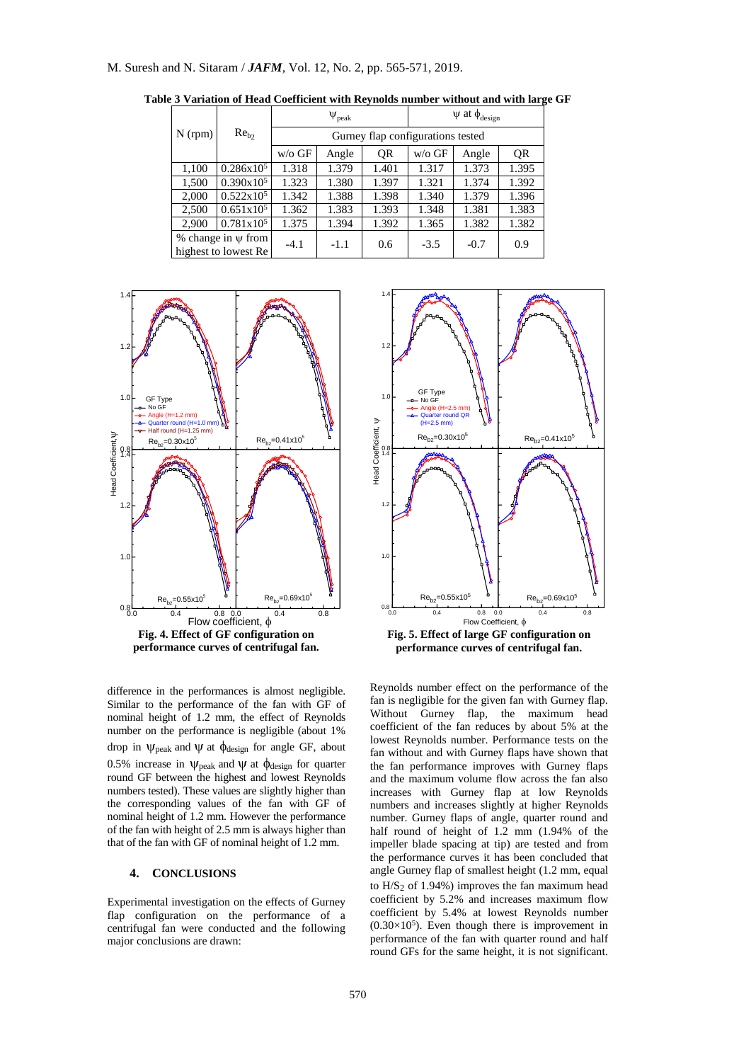**Table 3 Variation of Head Coefficient with Reynolds number without and with large GF**

| N (rpm) | $Re_{b_2}$ | $\psi_{peak}$ | | | $\psi$ at $\phi_{design}$ | | |
|---|---|---|---|---|---|---|---|
| | | Gurney flap configurations tested | | | | | |
| | | w/o GF | Angle | QR | w/o GF | Angle | QR |
| 1,100 | $0.286 \times 10^5$ | 1.318 | 1.379 | 1.401 | 1.317 | 1.373 | 1.395 |
| 1,500 | $0.390 \times 10^5$ | 1.323 | 1.380 | 1.397 | 1.321 | 1.374 | 1.392 |
| 2,000 | $0.522 \times 10^5$ | 1.342 | 1.388 | 1.398 | 1.340 | 1.379 | 1.396 |
| 2,500 | $0.651 \times 10^5$ | 1.362 | 1.383 | 1.393 | 1.348 | 1.381 | 1.383 |
| 2,900 | $0.781 \times 10^5$ | 1.375 | 1.394 | 1.392 | 1.365 | 1.382 | 1.382 |
| % change in $\psi$ from highest to lowest Re | | -4.1 | -1.1 | 0.6 | -3.5 | -0.7 | 0.9 |

**Fig. 4. Effect of GF configuration on performance curves of centrifugal fan.**

**Fig. 5. Effect of large GF configuration on performance curves of centrifugal fan.**

difference in the performances is almost negligible. Similar to the performance of the fan with GF of nominal height of 1.2 mm, the effect of Reynolds number on the performance is negligible (about 1% drop in $\psi_{peak}$ and $\psi$ at $\phi_{design}$ for angle GF, about 0.5% increase in $\psi_{peak}$ and $\psi$ at $\phi_{design}$ for quarter round GF between the highest and lowest Reynolds numbers tested). These values are slightly higher than the corresponding values of the fan with GF of nominal height of 1.2 mm. However the performance of the fan with height of 2.5 mm is always higher than that of the fan with GF of nominal height of 1.2 mm.

## 4. CONCLUSIONS

Experimental investigation on the effects of Gurney flap configuration on the performance of a centrifugal fan were conducted and the following major conclusions are drawn:

Reynolds number effect on the performance of the fan is negligible for the given fan with Gurney flap. Without Gurney flap, the maximum head coefficient of the fan reduces by about 5% at the lowest Reynolds number. Performance tests on the fan without and with Gurney flaps have shown that the fan performance improves with Gurney flaps and the maximum volume flow across the fan also increases with Gurney flap at low Reynolds numbers and increases slightly at higher Reynolds number. Gurney flaps of angle, quarter round and half round of height of 1.2 mm (1.94% of the impeller blade spacing at tip) are tested and from the performance curves it has been concluded that angle Gurney flap of smallest height (1.2 mm, equal to $H/S_2$ of 1.94%) improves the fan maximum head coefficient by 5.2% and increases maximum flow coefficient by 5.4% at lowest Reynolds number ($0.30 \times 10^5$). Even though there is improvement in performance of the fan with quarter round and half round GFs for the same height, it is not significant.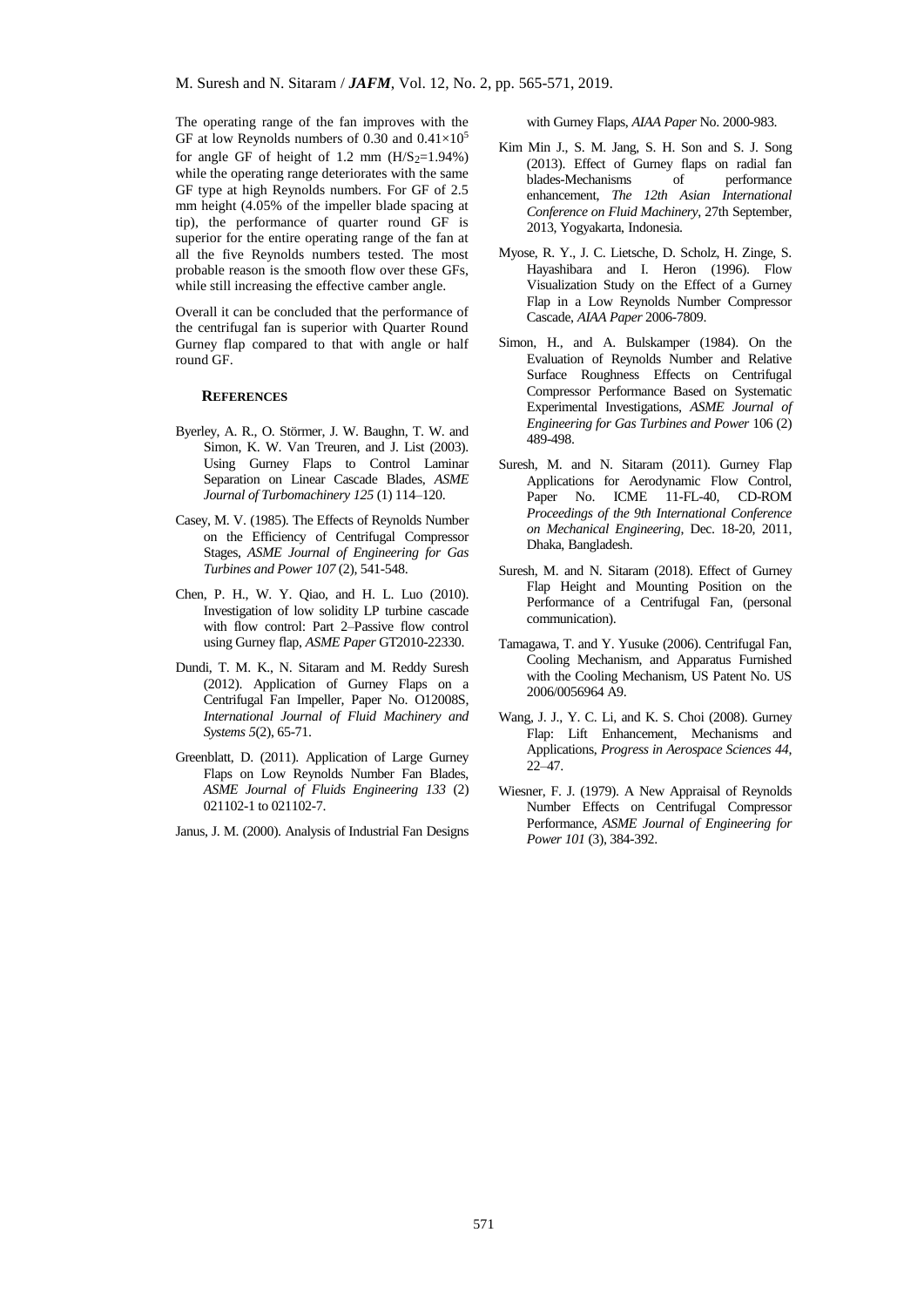The operating range of the fan improves with the GF at low Reynolds numbers of 0.30 and $0.41\times10^5$ for angle GF of height of 1.2 mm ($H/S_2$=1.94%) while the operating range deteriorates with the same GF type at high Reynolds numbers. For GF of 2.5 mm height (4.05% of the impeller blade spacing at tip), the performance of quarter round GF is superior for the entire operating range of the fan at all the five Reynolds numbers tested. The most probable reason is the smooth flow over these GFs, while still increasing the effective camber angle.

Overall it can be concluded that the performance of the centrifugal fan is superior with Quarter Round Gurney flap compared to that with angle or half round GF.

## REFERENCES

Byerley, A. R., O. Störmer, J. W. Baughn, T. W. and Simon, K. W. Van Treuren, and J. List (2003). Using Gurney Flaps to Control Laminar Separation on Linear Cascade Blades, *ASME Journal of Turbomachinery 125* (1) 114–120.

Casey, M. V. (1985). The Effects of Reynolds Number on the Efficiency of Centrifugal Compressor Stages, *ASME Journal of Engineering for Gas Turbines and Power 107* (2), 541-548.

Chen, P. H., W. Y. Qiao, and H. L. Luo (2010). Investigation of low solidity LP turbine cascade with flow control: Part 2–Passive flow control using Gurney flap, *ASME Paper* GT2010-22330.

Dundi, T. M. K., N. Sitaram and M. Reddy Suresh (2012). Application of Gurney Flaps on a Centrifugal Fan Impeller, Paper No. O12008S, *International Journal of Fluid Machinery and Systems 5*(2), 65-71.

Greenblatt, D. (2011). Application of Large Gurney Flaps on Low Reynolds Number Fan Blades, *ASME Journal of Fluids Engineering 133* (2) 021102-1 to 021102-7.

Janus, J. M. (2000). Analysis of Industrial Fan Designs with Gurney Flaps, *AIAA Paper* No. 2000-983.

Kim Min J., S. M. Jang, S. H. Son and S. J. Song (2013). Effect of Gurney flaps on radial fan blades-Mechanisms of performance enhancement, *The 12th Asian International Conference on Fluid Machinery*, 27th September, 2013, Yogyakarta, Indonesia.

Myose, R. Y., J. C. Lietsche, D. Scholz, H. Zinge, S. Hayashibara and I. Heron (1996). Flow Visualization Study on the Effect of a Gurney Flap in a Low Reynolds Number Compressor Cascade, *AIAA Paper* 2006-7809.

Simon, H., and A. Bulskamper (1984). On the Evaluation of Reynolds Number and Relative Surface Roughness Effects on Centrifugal Compressor Performance Based on Systematic Experimental Investigations, *ASME Journal of Engineering for Gas Turbines and Power* 106 (2) 489-498.

Suresh, M. and N. Sitaram (2011). Gurney Flap Applications for Aerodynamic Flow Control, Paper No. ICME 11-FL-40, CD-ROM *Proceedings of the 9th International Conference on Mechanical Engineering*, Dec. 18-20, 2011, Dhaka, Bangladesh.

Suresh, M. and N. Sitaram (2018). Effect of Gurney Flap Height and Mounting Position on the Performance of a Centrifugal Fan, (personal communication).

Tamagawa, T. and Y. Yusuke (2006). Centrifugal Fan, Cooling Mechanism, and Apparatus Furnished with the Cooling Mechanism, US Patent No. US 2006/0056964 A9.

Wang, J. J., Y. C. Li, and K. S. Choi (2008). Gurney Flap: Lift Enhancement, Mechanisms and Applications, *Progress in Aerospace Sciences 44*, 22–47.

Wiesner, F. J. (1979). A New Appraisal of Reynolds Number Effects on Centrifugal Compressor Performance, *ASME Journal of Engineering for Power 101* (3), 384-392.